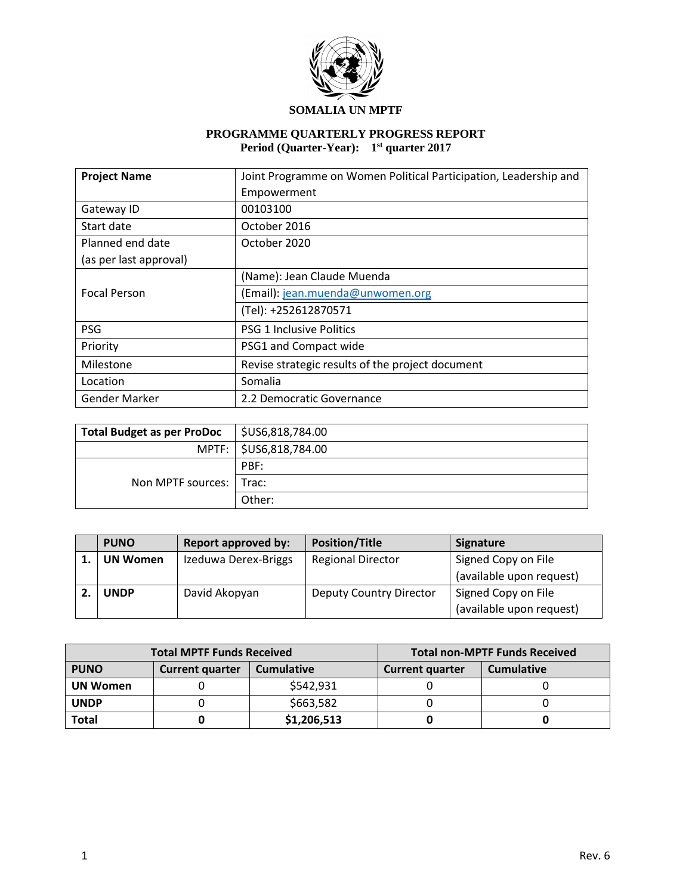**SOMALIA UN MPTF**

**PROGRAMME QUARTERLY PROGRESS REPORT**
**Period (Quarter-Year): 1st quarter 2017**

| **Project Name** | Joint Programme on Women Political Participation, Leadership and Empowerment |
|---|---|
| Gateway ID | 00103100 |
| Start date | October 2016 |
| Planned end date (as per last approval) | October 2020 |
| Focal Person | (Name): Jean Claude Muenda |
| | (Email): jean.muenda@unwomen.org |
| | (Tel): +252612870571 |
| PSG | PSG 1 Inclusive Politics |
| Priority | PSG1 and Compact wide |
| Milestone | Revise strategic results of the project document |
| Location | Somalia |
| Gender Marker | 2.2 Democratic Governance |

| **Total Budget as per ProDoc** | $US6,818,784.00 |
|---|---|
| MPTF: | $US6,818,784.00 |
| Non MPTF sources: | PBF: |
| | Trac: |
| | Other: |

| | **PUNO** | **Report approved by:** | **Position/Title** | **Signature** |
|---|---|---|---|---|
| **1.** | **UN Women** | Izeduwa Derex-Briggs | Regional Director | Signed Copy on File (available upon request) |
| **2.** | **UNDP** | David Akopyan | Deputy Country Director | Signed Copy on File (available upon request) |

| **Total MPTF Funds Received** | | | **Total non-MPTF Funds Received** | |
|---|---|---|---|---|
| **PUNO** | **Current quarter** | **Cumulative** | **Current quarter** | **Cumulative** |
| **UN Women** | 0 | $542,931 | 0 | 0 |
| **UNDP** | 0 | $663,582 | 0 | 0 |
| **Total** | **0** | **$1,206,513** | **0** | **0** |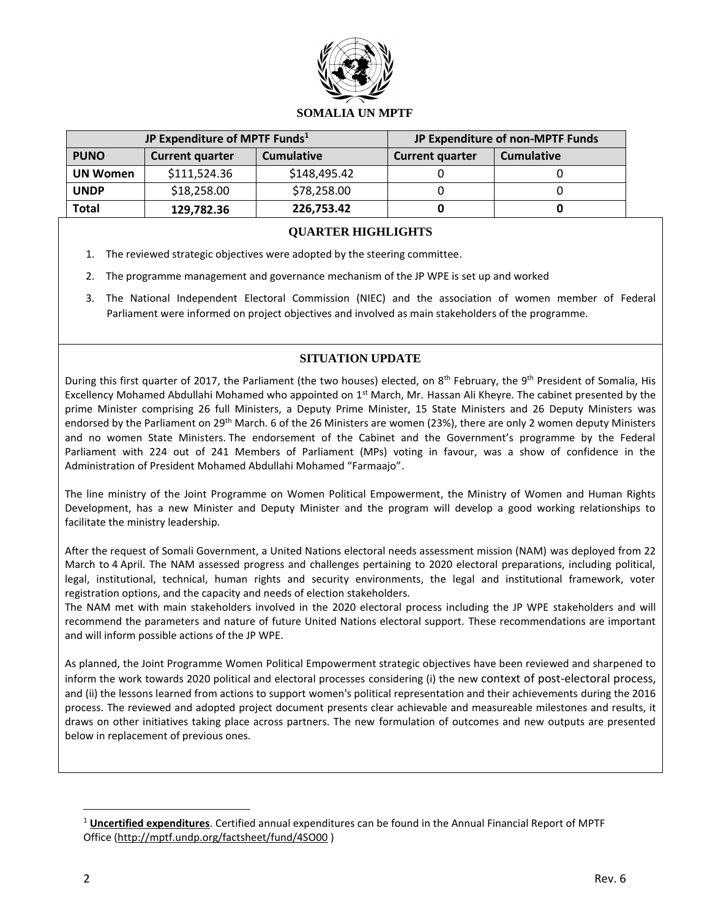**SOMALIA UN MPTF**

| JP Expenditure of MPTF Funds[1] | | | JP Expenditure of non-MPTF Funds | |
|---|---|---|---|---|
| **PUNO** | **Current quarter** | **Cumulative** | **Current quarter** | **Cumulative** |
| **UN Women** | $111,524.36 | $148,495.42 | 0 | 0 |
| **UNDP** | $18,258.00 | $78,258.00 | 0 | 0 |
| **Total** | **129,782.36** | **226,753.42** | **0** | **0** |

## QUARTER HIGHLIGHTS

1. The reviewed strategic objectives were adopted by the steering committee.
2. The programme management and governance mechanism of the JP WPE is set up and worked
3. The National Independent Electoral Commission (NIEC) and the association of women member of Federal Parliament were informed on project objectives and involved as main stakeholders of the programme.

## SITUATION UPDATE

During this first quarter of 2017, the Parliament (the two houses) elected, on 8th February, the 9th President of Somalia, His Excellency Mohamed Abdullahi Mohamed who appointed on 1st March, Mr. Hassan Ali Kheyre. The cabinet presented by the prime Minister comprising 26 full Ministers, a Deputy Prime Minister, 15 State Ministers and 26 Deputy Ministers was endorsed by the Parliament on 29th March. 6 of the 26 Ministers are women (23%), there are only 2 women deputy Ministers and no women State Ministers. The endorsement of the Cabinet and the Government's programme by the Federal Parliament with 224 out of 241 Members of Parliament (MPs) voting in favour, was a show of confidence in the Administration of President Mohamed Abdullahi Mohamed "Farmaajo".

The line ministry of the Joint Programme on Women Political Empowerment, the Ministry of Women and Human Rights Development, has a new Minister and Deputy Minister and the program will develop a good working relationships to facilitate the ministry leadership.

After the request of Somali Government, a United Nations electoral needs assessment mission (NAM) was deployed from 22 March to 4 April. The NAM assessed progress and challenges pertaining to 2020 electoral preparations, including political, legal, institutional, technical, human rights and security environments, the legal and institutional framework, voter registration options, and the capacity and needs of election stakeholders.
The NAM met with main stakeholders involved in the 2020 electoral process including the JP WPE stakeholders and will recommend the parameters and nature of future United Nations electoral support. These recommendations are important and will inform possible actions of the JP WPE.

As planned, the Joint Programme Women Political Empowerment strategic objectives have been reviewed and sharpened to inform the work towards 2020 political and electoral processes considering (i) the new context of post-electoral process, and (ii) the lessons learned from actions to support women's political representation and their achievements during the 2016 process. The reviewed and adopted project document presents clear achievable and measureable milestones and results, it draws on other initiatives taking place across partners. The new formulation of outcomes and new outputs are presented below in replacement of previous ones.

[1] **Uncertified expenditures**. Certified annual expenditures can be found in the Annual Financial Report of MPTF Office (http://mptf.undp.org/factsheet/fund/4SO00 )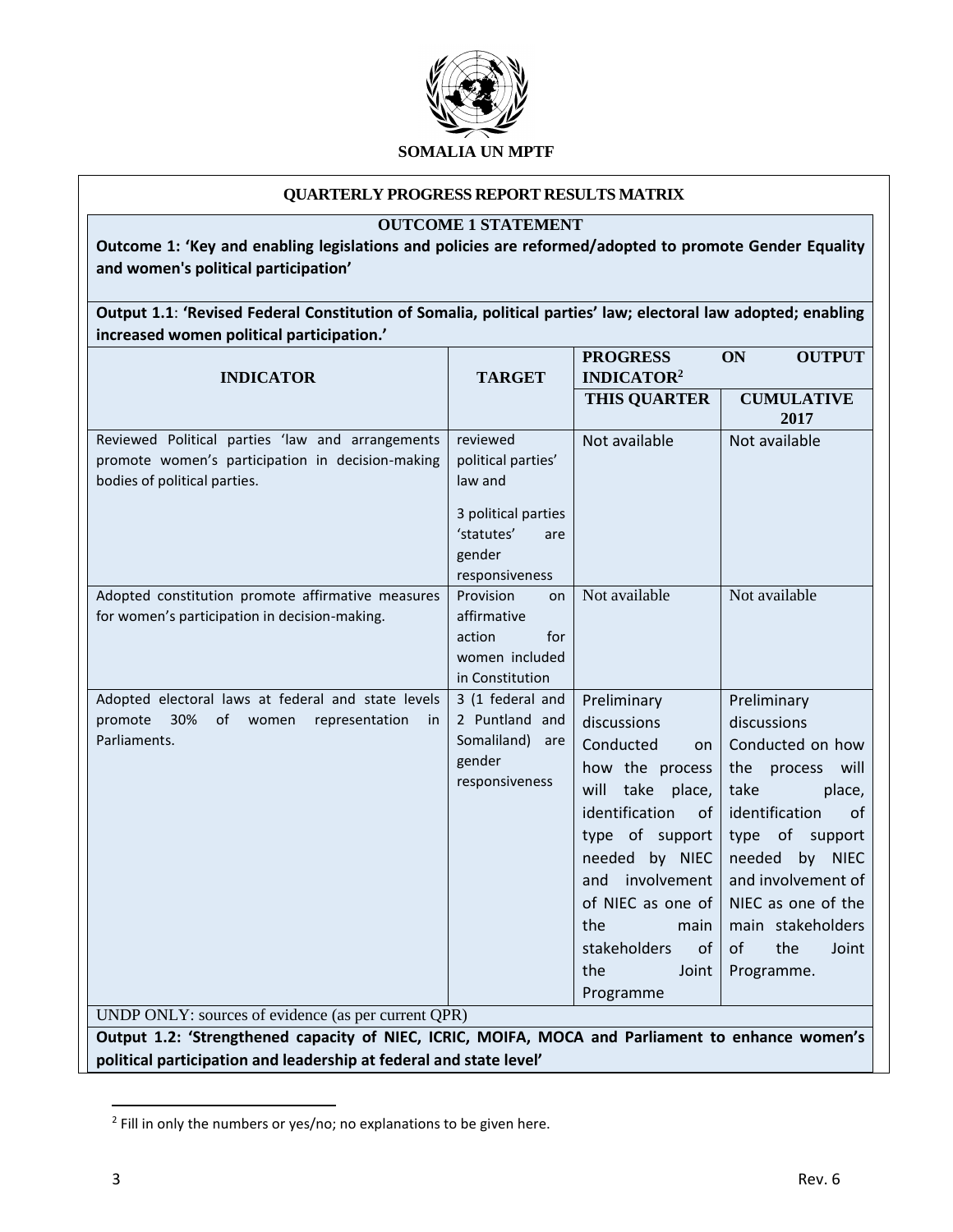**SOMALIA UN MPTF**

## QUARTERLY PROGRESS REPORT RESULTS MATRIX

### OUTCOME 1 STATEMENT

**Outcome 1: 'Key and enabling legislations and policies are reformed/adopted to promote Gender Equality and women's political participation'**

**Output 1.1**: **'Revised Federal Constitution of Somalia, political parties' law; electoral law adopted; enabling increased women political participation.'**

| INDICATOR | TARGET | PROGRESS ON OUTPUT INDICATOR[2] | |
|---|---|---|---|
| | | THIS QUARTER | CUMULATIVE 2017 |
| Reviewed Political parties 'law and arrangements promote women's participation in decision-making bodies of political parties. | reviewed political parties' law and<br><br>3 political parties 'statutes' are gender responsiveness | Not available | Not available |
| Adopted constitution promote affirmative measures for women's participation in decision-making. | Provision on affirmative action for women included in Constitution | Not available | Not available |
| Adopted electoral laws at federal and state levels promote 30% of women representation in Parliaments. | 3 (1 federal and 2 Puntland and Somaliland) are gender responsiveness | Preliminary discussions Conducted on how the process will take place, identification of type of support needed by NIEC and involvement of NIEC as one of the main stakeholders of the Joint Programme | Preliminary discussions Conducted on how the process will take place, identification of type of support needed by NIEC and involvement of NIEC as one of the main stakeholders of the Joint Programme. |
| UNDP ONLY: sources of evidence (as per current QPR) | | | |

**Output 1.2: 'Strengthened capacity of NIEC, ICRIC, MOIFA, MOCA and Parliament to enhance women's political participation and leadership at federal and state level'**

[2] Fill in only the numbers or yes/no; no explanations to be given here.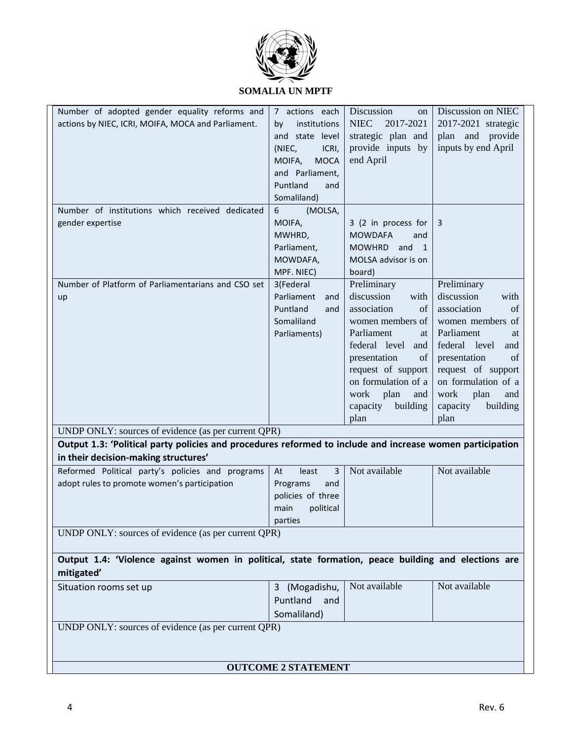**SOMALIA UN MPTF**

| | | | |
|---|---|---|---|
| Number of adopted gender equality reforms and actions by NIEC, ICRI, MOIFA, MOCA and Parliament. | 7 actions each by institutions and state level (NIEC, ICRI, MOIFA, MOCA and Parliament, Puntland and Somaliland) | Discussion on NIEC 2017-2021 strategic plan and provide inputs by end April | Discussion on NIEC 2017-2021 strategic plan and provide inputs by end April |
| Number of institutions which received dedicated gender expertise | 6 (MOLSA, MOIFA, MWHRD, Parliament, MOWDAFA, MPF. NIEC) | 3 (2 in process for MOWDAFA and MOWHRD and 1 MOLSA advisor is on board) | 3 |
| Number of Platform of Parliamentarians and CSO set up | 3(Federal Parliament and Puntland and Somaliland Parliaments) | Preliminary discussion with association of women members of Parliament at federal level and presentation of request of support on formulation of a work plan and capacity building plan | Preliminary discussion with association of women members of Parliament at federal level and presentation of request of support on formulation of a work plan and capacity building plan |
| UNDP ONLY: sources of evidence (as per current QPR) | | | |
| **Output 1.3: 'Political party policies and procedures reformed to include and increase women participation in their decision-making structures'** | | | |
| Reformed Political party's policies and programs adopt rules to promote women's participation | At least 3 Programs and policies of three main political parties | Not available | Not available |
| UNDP ONLY: sources of evidence (as per current QPR) | | | |
| **Output 1.4: 'Violence against women in political, state formation, peace building and elections are mitigated'** | | | |
| Situation rooms set up | 3 (Mogadishu, Puntland and Somaliland) | Not available | Not available |
| UNDP ONLY: sources of evidence (as per current QPR) | | | |
| **OUTCOME 2 STATEMENT** | | | |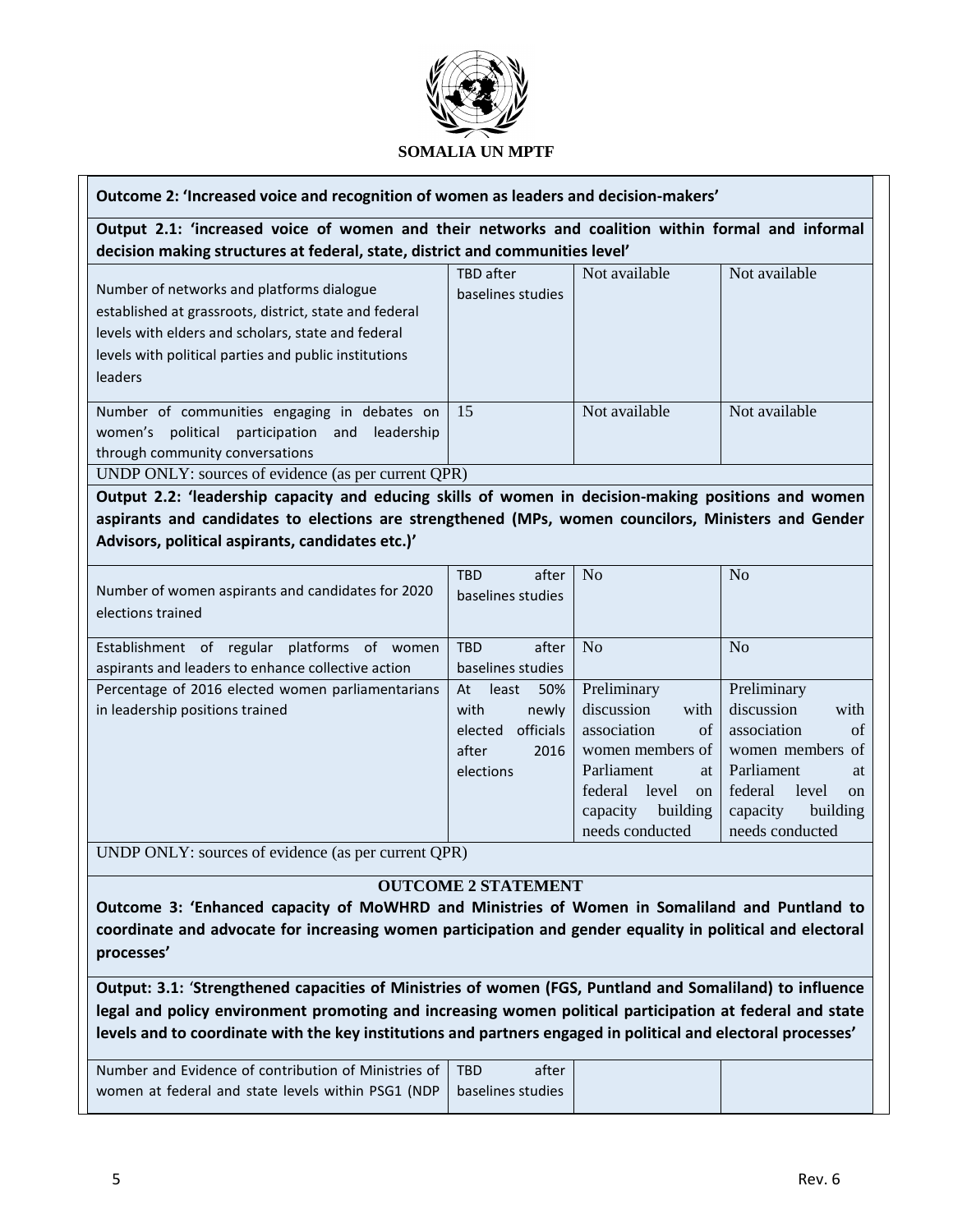| Outcome 2: 'Increased voice and recognition of women as leaders and decision-makers' | | | |
|---|---|---|---|
| **Output 2.1: 'increased voice of women and their networks and coalition within formal and informal decision making structures at federal, state, district and communities level'** | | | |
| Number of networks and platforms dialogue established at grassroots, district, state and federal levels with elders and scholars, state and federal levels with political parties and public institutions leaders | TBD after baselines studies | Not available | Not available |
| Number of communities engaging in debates on women's political participation and leadership through community conversations | 15 | Not available | Not available |
| UNDP ONLY: sources of evidence (as per current QPR) | | | |
| **Output 2.2: 'leadership capacity and educing skills of women in decision-making positions and women aspirants and candidates to elections are strengthened (MPs, women councilors, Ministers and Gender Advisors, political aspirants, candidates etc.)'** | | | |
| Number of women aspirants and candidates for 2020 elections trained | TBD after baselines studies | No | No |
| Establishment of regular platforms of women aspirants and leaders to enhance collective action | TBD after baselines studies | No | No |
| Percentage of 2016 elected women parliamentarians in leadership positions trained | At least 50% with newly elected officials after 2016 elections | Preliminary discussion with association of women members of Parliament at federal level on capacity building needs conducted | Preliminary discussion with association of women members of Parliament at federal level on capacity building needs conducted |
| UNDP ONLY: sources of evidence (as per current QPR) | | | |
| **OUTCOME 2 STATEMENT** | | | |
| **Outcome 3: 'Enhanced capacity of MoWHRD and Ministries of Women in Somaliland and Puntland to coordinate and advocate for increasing women participation and gender equality in political and electoral processes'** | | | |
| **Output: 3.1: 'Strengthened capacities of Ministries of women (FGS, Puntland and Somaliland) to influence legal and policy environment promoting and increasing women political participation at federal and state levels and to coordinate with the key institutions and partners engaged in political and electoral processes'** | | | |
| Number and Evidence of contribution of Ministries of women at federal and state levels within PSG1 (NDP | TBD after baselines studies | | |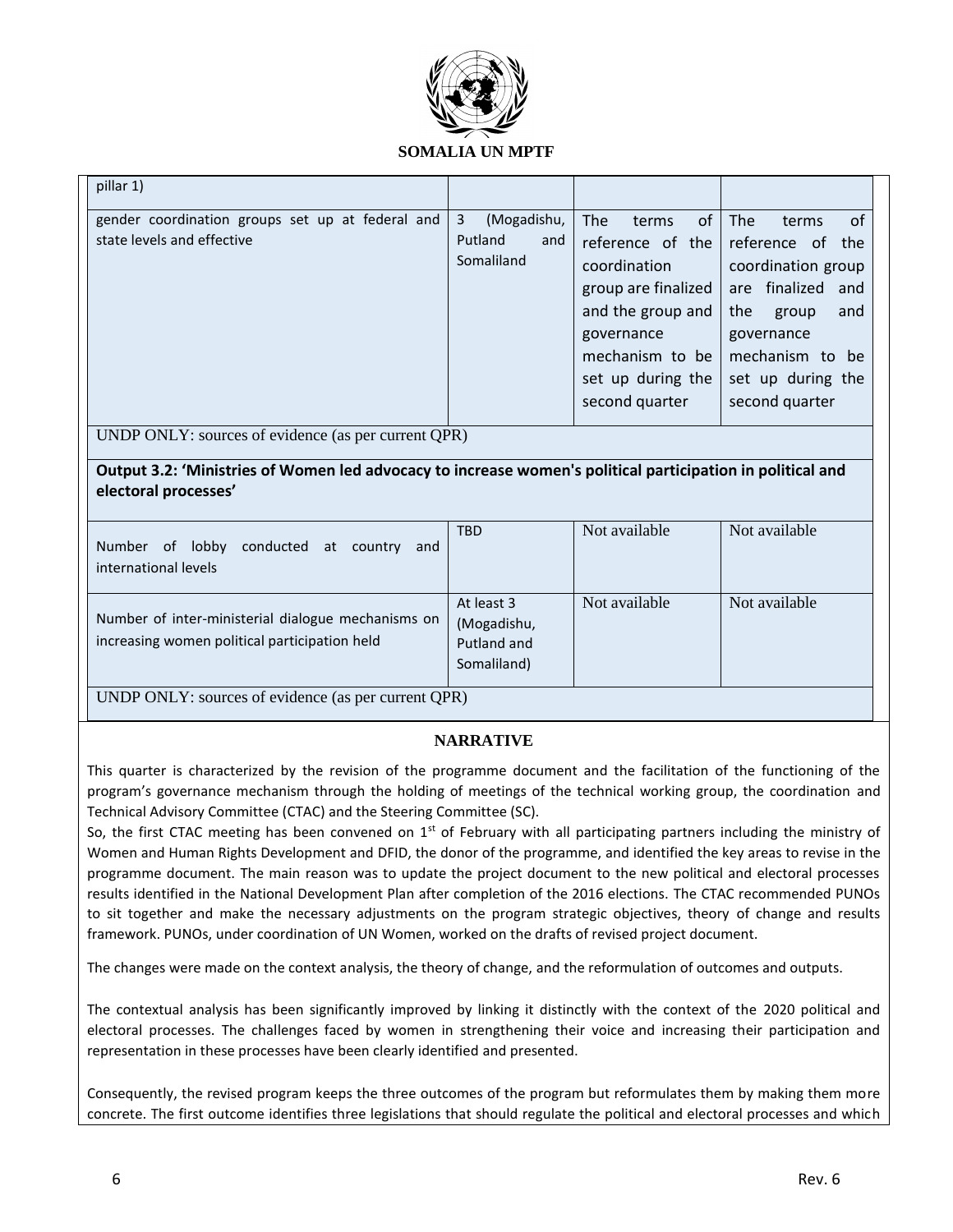| | | | |
|---|---|---|---|
| pillar 1) | | | |
| gender coordination groups set up at federal and state levels and effective | 3 (Mogadishu, Putland and Somaliland | The terms of reference of the coordination group are finalized and the group and governance mechanism to be set up during the second quarter | The terms of reference of the coordination group are finalized and the group and governance mechanism to be set up during the second quarter |
| UNDP ONLY: sources of evidence (as per current QPR) | | | |
| **Output 3.2: 'Ministries of Women led advocacy to increase women's political participation in political and electoral processes'** | | | |
| Number of lobby conducted at country and international levels | TBD | Not available | Not available |
| Number of inter-ministerial dialogue mechanisms on increasing women political participation held | At least 3 (Mogadishu, Putland and Somaliland) | Not available | Not available |
| UNDP ONLY: sources of evidence (as per current QPR) | | | |

## NARRATIVE

This quarter is characterized by the revision of the programme document and the facilitation of the functioning of the program's governance mechanism through the holding of meetings of the technical working group, the coordination and Technical Advisory Committee (CTAC) and the Steering Committee (SC).

So, the first CTAC meeting has been convened on 1st of February with all participating partners including the ministry of Women and Human Rights Development and DFID, the donor of the programme, and identified the key areas to revise in the programme document. The main reason was to update the project document to the new political and electoral processes results identified in the National Development Plan after completion of the 2016 elections. The CTAC recommended PUNOs to sit together and make the necessary adjustments on the program strategic objectives, theory of change and results framework. PUNOs, under coordination of UN Women, worked on the drafts of revised project document.

The changes were made on the context analysis, the theory of change, and the reformulation of outcomes and outputs.

The contextual analysis has been significantly improved by linking it distinctly with the context of the 2020 political and electoral processes. The challenges faced by women in strengthening their voice and increasing their participation and representation in these processes have been clearly identified and presented.

Consequently, the revised program keeps the three outcomes of the program but reformulates them by making them more concrete. The first outcome identifies three legislations that should regulate the political and electoral processes and which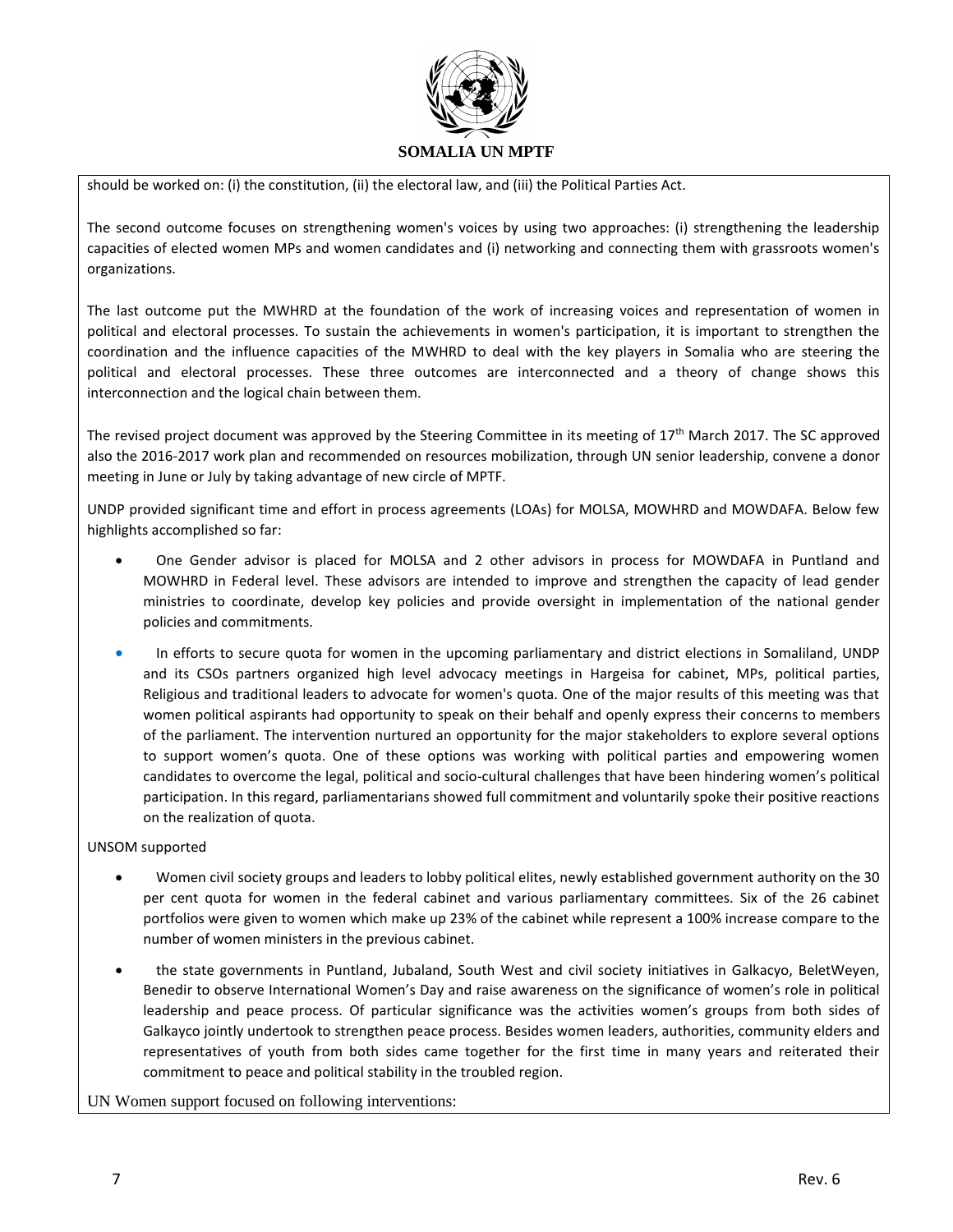should be worked on: (i) the constitution, (ii) the electoral law, and (iii) the Political Parties Act.

The second outcome focuses on strengthening women's voices by using two approaches: (i) strengthening the leadership capacities of elected women MPs and women candidates and (i) networking and connecting them with grassroots women's organizations.

The last outcome put the MWHRD at the foundation of the work of increasing voices and representation of women in political and electoral processes. To sustain the achievements in women's participation, it is important to strengthen the coordination and the influence capacities of the MWHRD to deal with the key players in Somalia who are steering the political and electoral processes. These three outcomes are interconnected and a theory of change shows this interconnection and the logical chain between them.

The revised project document was approved by the Steering Committee in its meeting of 17th March 2017. The SC approved also the 2016-2017 work plan and recommended on resources mobilization, through UN senior leadership, convene a donor meeting in June or July by taking advantage of new circle of MPTF.

UNDP provided significant time and effort in process agreements (LOAs) for MOLSA, MOWHRD and MOWDAFA. Below few highlights accomplished so far:

- One Gender advisor is placed for MOLSA and 2 other advisors in process for MOWDAFA in Puntland and MOWHRD in Federal level. These advisors are intended to improve and strengthen the capacity of lead gender ministries to coordinate, develop key policies and provide oversight in implementation of the national gender policies and commitments.
- In efforts to secure quota for women in the upcoming parliamentary and district elections in Somaliland, UNDP and its CSOs partners organized high level advocacy meetings in Hargeisa for cabinet, MPs, political parties, Religious and traditional leaders to advocate for women's quota. One of the major results of this meeting was that women political aspirants had opportunity to speak on their behalf and openly express their concerns to members of the parliament. The intervention nurtured an opportunity for the major stakeholders to explore several options to support women's quota. One of these options was working with political parties and empowering women candidates to overcome the legal, political and socio-cultural challenges that have been hindering women's political participation. In this regard, parliamentarians showed full commitment and voluntarily spoke their positive reactions on the realization of quota.

UNSOM supported

- Women civil society groups and leaders to lobby political elites, newly established government authority on the 30 per cent quota for women in the federal cabinet and various parliamentary committees. Six of the 26 cabinet portfolios were given to women which make up 23% of the cabinet while represent a 100% increase compare to the number of women ministers in the previous cabinet.
- the state governments in Puntland, Jubaland, South West and civil society initiatives in Galkacyo, BeletWeyen, Benedir to observe International Women's Day and raise awareness on the significance of women's role in political leadership and peace process. Of particular significance was the activities women's groups from both sides of Galkayco jointly undertook to strengthen peace process. Besides women leaders, authorities, community elders and representatives of youth from both sides came together for the first time in many years and reiterated their commitment to peace and political stability in the troubled region.

UN Women support focused on following interventions: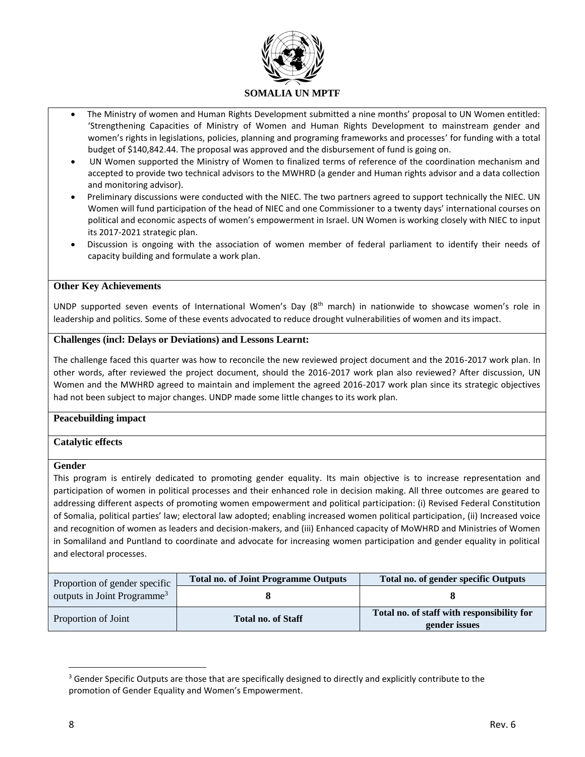- The Ministry of women and Human Rights Development submitted a nine months' proposal to UN Women entitled: 'Strengthening Capacities of Ministry of Women and Human Rights Development to mainstream gender and women's rights in legislations, policies, planning and programing frameworks and processes' for funding with a total budget of $140,842.44. The proposal was approved and the disbursement of fund is going on.
- UN Women supported the Ministry of Women to finalized terms of reference of the coordination mechanism and accepted to provide two technical advisors to the MWHRD (a gender and Human rights advisor and a data collection and monitoring advisor).
- Preliminary discussions were conducted with the NIEC. The two partners agreed to support technically the NIEC. UN Women will fund participation of the head of NIEC and one Commissioner to a twenty days' international courses on political and economic aspects of women's empowerment in Israel. UN Women is working closely with NIEC to input its 2017-2021 strategic plan.
- Discussion is ongoing with the association of women member of federal parliament to identify their needs of capacity building and formulate a work plan.

**Other Key Achievements**

UNDP supported seven events of International Women's Day (8th march) in nationwide to showcase women's role in leadership and politics. Some of these events advocated to reduce drought vulnerabilities of women and its impact.

**Challenges (incl: Delays or Deviations) and Lessons Learnt:**

The challenge faced this quarter was how to reconcile the new reviewed project document and the 2016-2017 work plan. In other words, after reviewed the project document, should the 2016-2017 work plan also reviewed? After discussion, UN Women and the MWHRD agreed to maintain and implement the agreed 2016-2017 work plan since its strategic objectives had not been subject to major changes. UNDP made some little changes to its work plan.

**Peacebuilding impact**

**Catalytic effects**

**Gender**

This program is entirely dedicated to promoting gender equality. Its main objective is to increase representation and participation of women in political processes and their enhanced role in decision making. All three outcomes are geared to addressing different aspects of promoting women empowerment and political participation: (i) Revised Federal Constitution of Somalia, political parties' law; electoral law adopted; enabling increased women political participation, (ii) Increased voice and recognition of women as leaders and decision-makers, and (iii) Enhanced capacity of MoWHRD and Ministries of Women in Somaliland and Puntland to coordinate and advocate for increasing women participation and gender equality in political and electoral processes.

| Proportion of gender specific outputs in Joint Programme[3] | **Total no. of Joint Programme Outputs** | **Total no. of gender specific Outputs** |
|---|---|---|
| | **8** | **8** |
| Proportion of Joint | **Total no. of Staff** | **Total no. of staff with responsibility for gender issues** |

[3] Gender Specific Outputs are those that are specifically designed to directly and explicitly contribute to the promotion of Gender Equality and Women's Empowerment.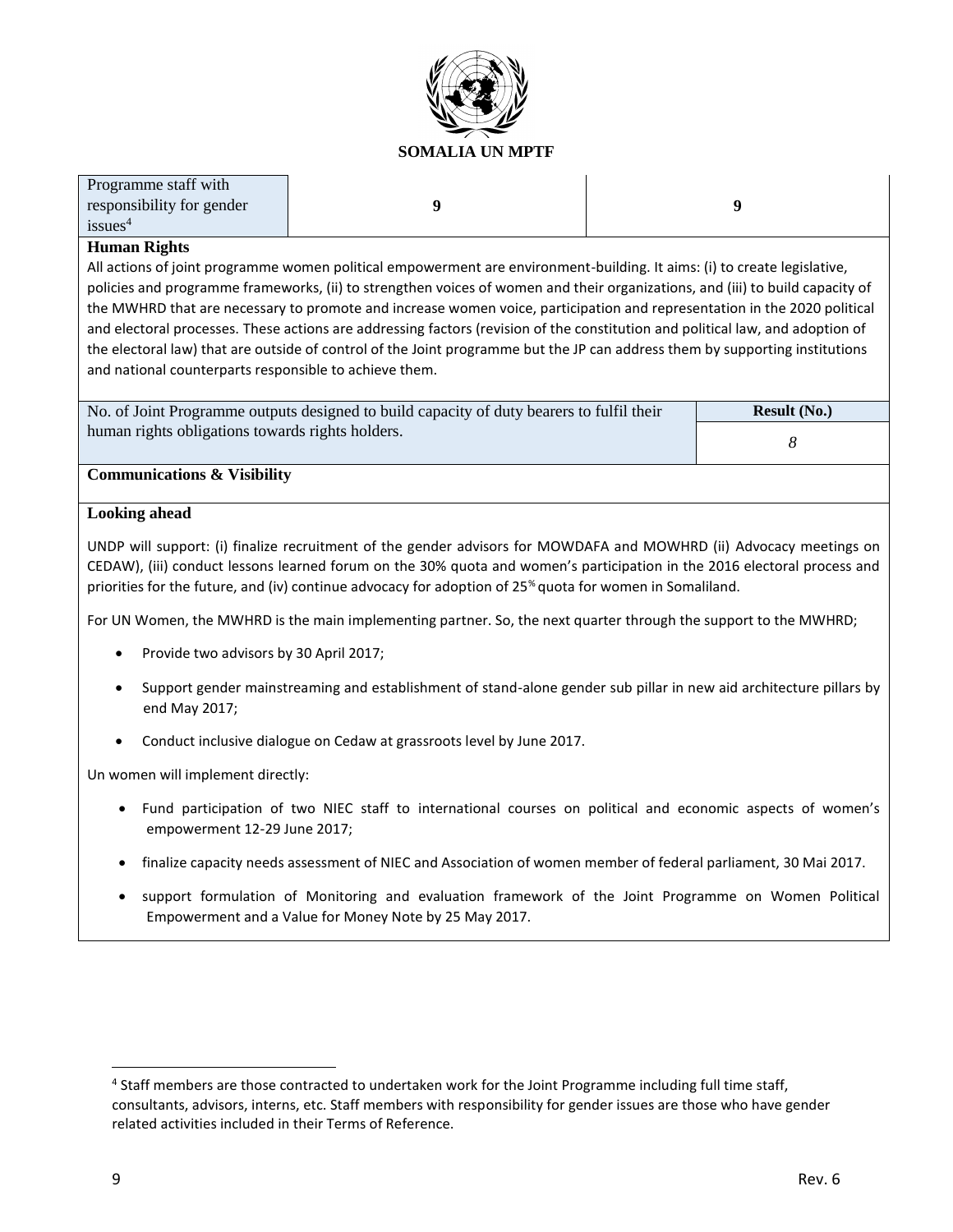| Programme staff with responsibility for gender issues[4] | 9 | 9 |
|---|---|---|

**Human Rights**

All actions of joint programme women political empowerment are environment-building. It aims: (i) to create legislative, policies and programme frameworks, (ii) to strengthen voices of women and their organizations, and (iii) to build capacity of the MWHRD that are necessary to promote and increase women voice, participation and representation in the 2020 political and electoral processes. These actions are addressing factors (revision of the constitution and political law, and adoption of the electoral law) that are outside of control of the Joint programme but the JP can address them by supporting institutions and national counterparts responsible to achieve them.

| No. of Joint Programme outputs designed to build capacity of duty bearers to fulfil their human rights obligations towards rights holders. | Result (No.) |
|---|---|
| | *8* |

**Communications & Visibility**

**Looking ahead**

UNDP will support: (i) finalize recruitment of the gender advisors for MOWDAFA and MOWHRD (ii) Advocacy meetings on CEDAW), (iii) conduct lessons learned forum on the 30% quota and women's participation in the 2016 electoral process and priorities for the future, and (iv) continue advocacy for adoption of 25% quota for women in Somaliland.

For UN Women, the MWHRD is the main implementing partner. So, the next quarter through the support to the MWHRD;

- Provide two advisors by 30 April 2017;
- Support gender mainstreaming and establishment of stand-alone gender sub pillar in new aid architecture pillars by end May 2017;
- Conduct inclusive dialogue on Cedaw at grassroots level by June 2017.

Un women will implement directly:

- Fund participation of two NIEC staff to international courses on political and economic aspects of women's empowerment 12-29 June 2017;
- finalize capacity needs assessment of NIEC and Association of women member of federal parliament, 30 Mai 2017.
- support formulation of Monitoring and evaluation framework of the Joint Programme on Women Political Empowerment and a Value for Money Note by 25 May 2017.

[4] Staff members are those contracted to undertaken work for the Joint Programme including full time staff, consultants, advisors, interns, etc. Staff members with responsibility for gender issues are those who have gender related activities included in their Terms of Reference.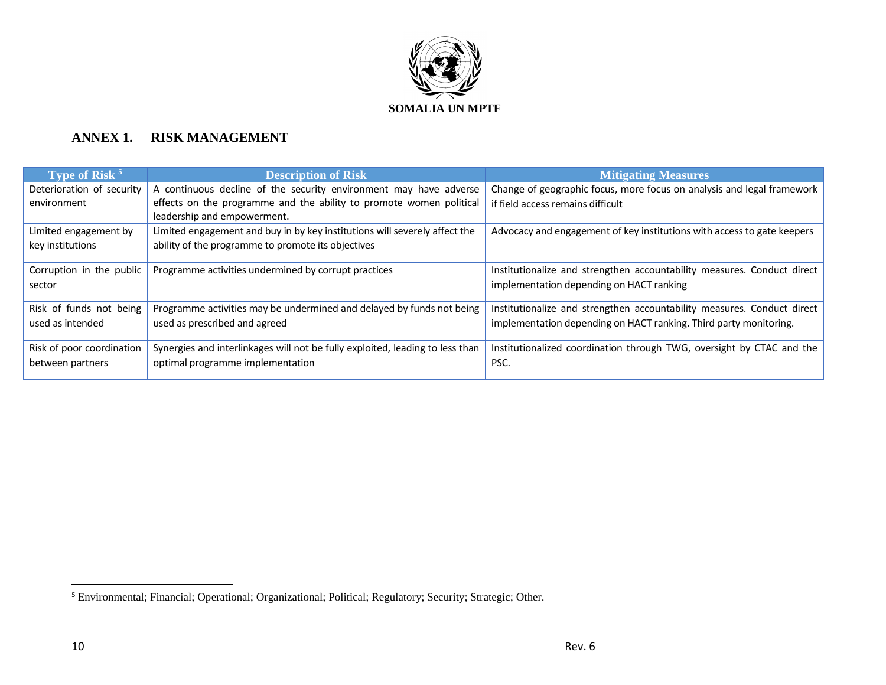SOMALIA UN MPTF

## ANNEX 1. RISK MANAGEMENT

| Type of Risk [5] | Description of Risk | Mitigating Measures |
|---|---|---|
| Deterioration of security environment | A continuous decline of the security environment may have adverse effects on the programme and the ability to promote women political leadership and empowerment. | Change of geographic focus, more focus on analysis and legal framework if field access remains difficult |
| Limited engagement by key institutions | Limited engagement and buy in by key institutions will severely affect the ability of the programme to promote its objectives | Advocacy and engagement of key institutions with access to gate keepers |
| Corruption in the public sector | Programme activities undermined by corrupt practices | Institutionalize and strengthen accountability measures. Conduct direct implementation depending on HACT ranking |
| Risk of funds not being used as intended | Programme activities may be undermined and delayed by funds not being used as prescribed and agreed | Institutionalize and strengthen accountability measures. Conduct direct implementation depending on HACT ranking. Third party monitoring. |
| Risk of poor coordination between partners | Synergies and interlinkages will not be fully exploited, leading to less than optimal programme implementation | Institutionalized coordination through TWG, oversight by CTAC and the PSC. |

[5] Environmental; Financial; Operational; Organizational; Political; Regulatory; Security; Strategic; Other.